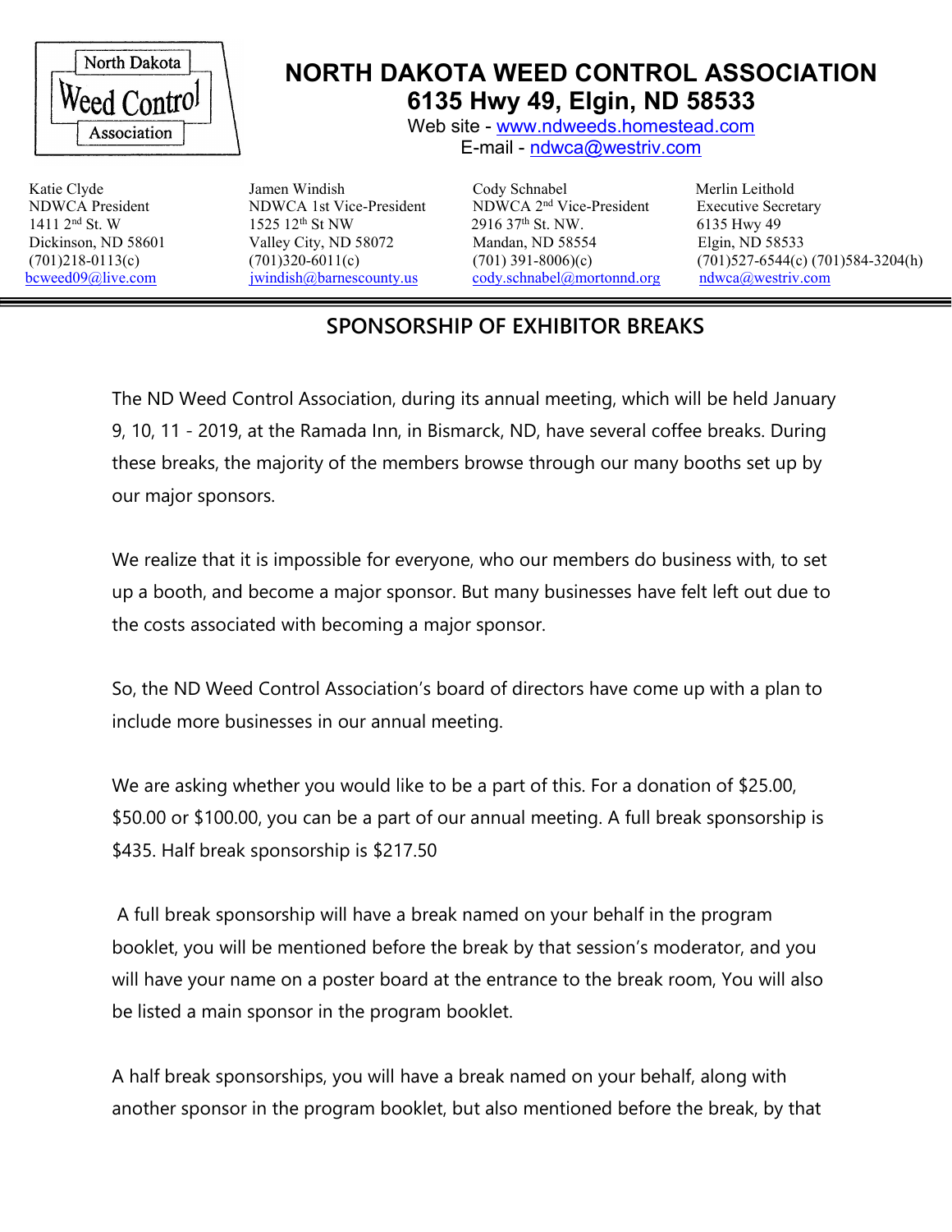North Dakota Weed Control Association

# NORTH DAKOTA WEED CONTROL ASSOCIATION

## 6135 Hwy 49, Elgin, ND 58533

Web site - [www.ndweeds.homestead.com](http://www.ndweeds.homestead.com)
E-mail - [ndwca@westriv.com](mailto:ndwca@westriv.com)

| Katie Clyde | Jamen Windish | Cody Schnabel | Merlin Leithold |
|---|---|---|---|
| NDWCA President | NDWCA 1st Vice-President | NDWCA 2nd Vice-President | Executive Secretary |
| 1411 2nd St. W | 1525 12th St NW | 2916 37th St. NW. | 6135 Hwy 49 |
| Dickinson, ND 58601 | Valley City, ND 58072 | Mandan, ND 58554 | Elgin, ND 58533 |
| (701)218-0113(c) | (701)320-6011(c) | (701) 391-8006)(c) | (701)527-6544(c) (701)584-3204(h) |
| bcweed09@live.com | jwindish@barnescounty.us | cody.schnabel@mortonnd.org | ndwca@westriv.com |

## SPONSORSHIP OF EXHIBITOR BREAKS

The ND Weed Control Association, during its annual meeting, which will be held January 9, 10, 11 - 2019, at the Ramada Inn, in Bismarck, ND, have several coffee breaks. During these breaks, the majority of the members browse through our many booths set up by our major sponsors.

We realize that it is impossible for everyone, who our members do business with, to set up a booth, and become a major sponsor. But many businesses have felt left out due to the costs associated with becoming a major sponsor.

So, the ND Weed Control Association's board of directors have come up with a plan to include more businesses in our annual meeting.

We are asking whether you would like to be a part of this. For a donation of $25.00, $50.00 or $100.00, you can be a part of our annual meeting. A full break sponsorship is $435. Half break sponsorship is $217.50

A full break sponsorship will have a break named on your behalf in the program booklet, you will be mentioned before the break by that session's moderator, and you will have your name on a poster board at the entrance to the break room, You will also be listed a main sponsor in the program booklet.

A half break sponsorships, you will have a break named on your behalf, along with another sponsor in the program booklet, but also mentioned before the break, by that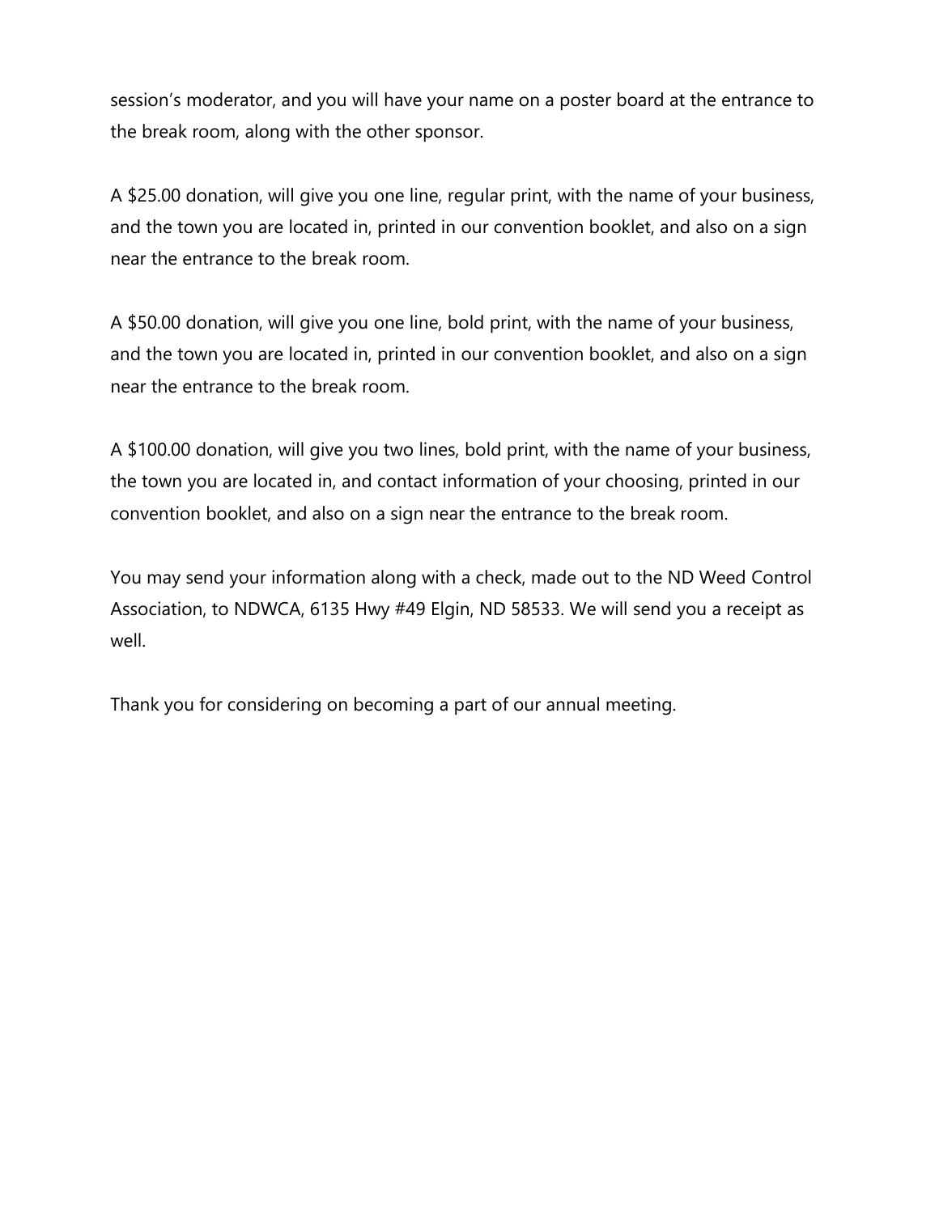session's moderator, and you will have your name on a poster board at the entrance to the break room, along with the other sponsor.

A $25.00 donation, will give you one line, regular print, with the name of your business, and the town you are located in, printed in our convention booklet, and also on a sign near the entrance to the break room.

A $50.00 donation, will give you one line, bold print, with the name of your business, and the town you are located in, printed in our convention booklet, and also on a sign near the entrance to the break room.

A $100.00 donation, will give you two lines, bold print, with the name of your business, the town you are located in, and contact information of your choosing, printed in our convention booklet, and also on a sign near the entrance to the break room.

You may send your information along with a check, made out to the ND Weed Control Association, to NDWCA, 6135 Hwy #49 Elgin, ND 58533. We will send you a receipt as well.

Thank you for considering on becoming a part of our annual meeting.